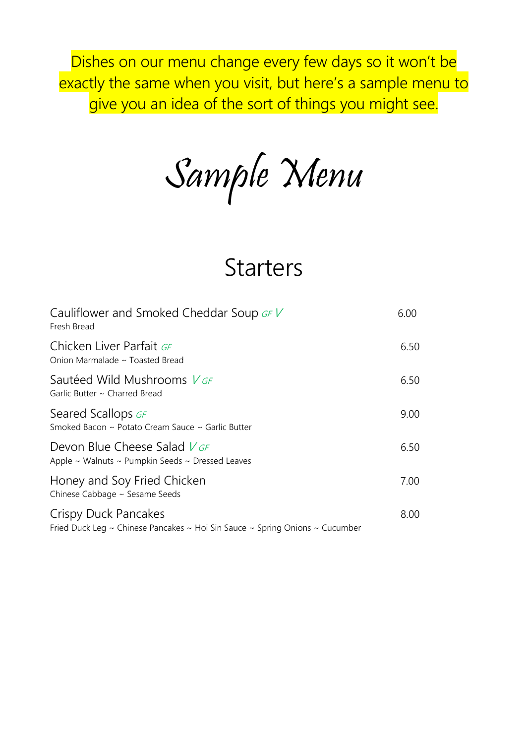Dishes on our menu change every few days so it won't be exactly the same when you visit, but here's a sample menu to give you an idea of the sort of things you might see.

# *Sample Menu*

## Starters

Cauliflower and Smoked Cheddar Soup *GF V* — 6.00
Fresh Bread

Chicken Liver Parfait *GF* — 6.50
Onion Marmalade ~ Toasted Bread

Sautéed Wild Mushrooms *V GF* — 6.50
Garlic Butter ~ Charred Bread

Seared Scallops *GF* — 9.00
Smoked Bacon ~ Potato Cream Sauce ~ Garlic Butter

Devon Blue Cheese Salad *V GF* — 6.50
Apple ~ Walnuts ~ Pumpkin Seeds ~ Dressed Leaves

Honey and Soy Fried Chicken — 7.00
Chinese Cabbage ~ Sesame Seeds

Crispy Duck Pancakes — 8.00
Fried Duck Leg ~ Chinese Pancakes ~ Hoi Sin Sauce ~ Spring Onions ~ Cucumber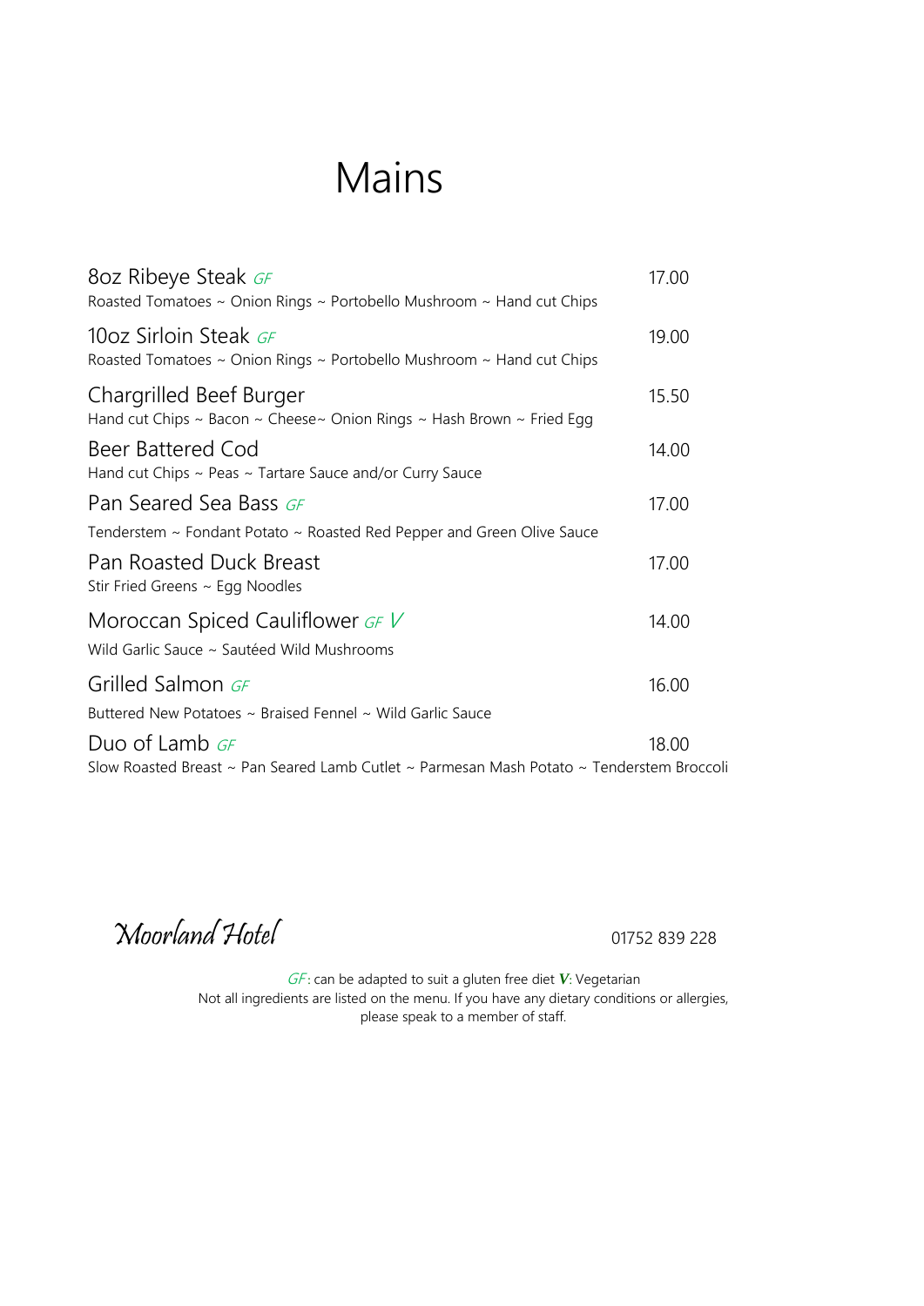# Mains

**8oz Ribeye Steak** *GF* — 17.00
Roasted Tomatoes ~ Onion Rings ~ Portobello Mushroom ~ Hand cut Chips

**10oz Sirloin Steak** *GF* — 19.00
Roasted Tomatoes ~ Onion Rings ~ Portobello Mushroom ~ Hand cut Chips

**Chargrilled Beef Burger** — 15.50
Hand cut Chips ~ Bacon ~ Cheese~ Onion Rings ~ Hash Brown ~ Fried Egg

**Beer Battered Cod** — 14.00
Hand cut Chips ~ Peas ~ Tartare Sauce and/or Curry Sauce

**Pan Seared Sea Bass** *GF* — 17.00
Tenderstem ~ Fondant Potato ~ Roasted Red Pepper and Green Olive Sauce

**Pan Roasted Duck Breast** — 17.00
Stir Fried Greens ~ Egg Noodles

**Moroccan Spiced Cauliflower** *GF V* — 14.00
Wild Garlic Sauce ~ Sautéed Wild Mushrooms

**Grilled Salmon** *GF* — 16.00
Buttered New Potatoes ~ Braised Fennel ~ Wild Garlic Sauce

**Duo of Lamb** *GF* — 18.00
Slow Roasted Breast ~ Pan Seared Lamb Cutlet ~ Parmesan Mash Potato ~ Tenderstem Broccoli

*Moorland Hotel* 01752 839 228

*GF*: can be adapted to suit a gluten free diet ***V***: Vegetarian
Not all ingredients are listed on the menu. If you have any dietary conditions or allergies, please speak to a member of staff.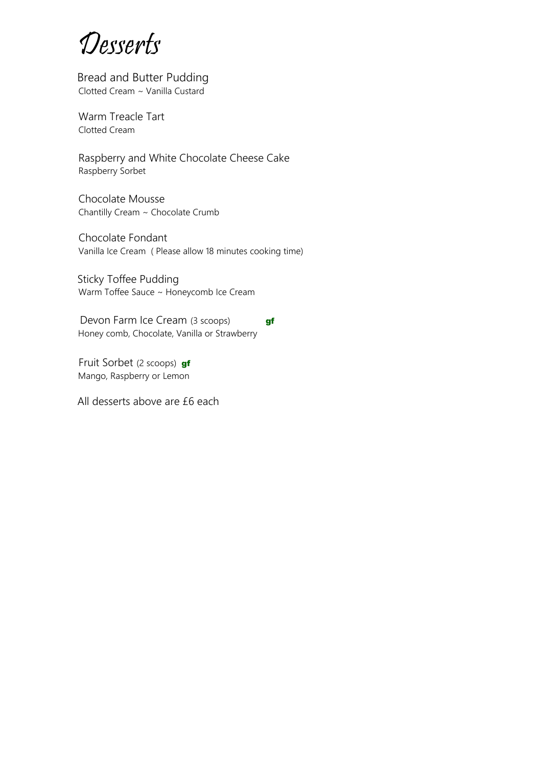# Desserts

Bread and Butter Pudding
Clotted Cream ~ Vanilla Custard

Warm Treacle Tart
Clotted Cream

Raspberry and White Chocolate Cheese Cake
Raspberry Sorbet

Chocolate Mousse
Chantilly Cream ~ Chocolate Crumb

Chocolate Fondant
Vanilla Ice Cream ( Please allow 18 minutes cooking time)

Sticky Toffee Pudding
Warm Toffee Sauce ~ Honeycomb Ice Cream

Devon Farm Ice Cream (3 scoops) **gf**
Honey comb, Chocolate, Vanilla or Strawberry

Fruit Sorbet (2 scoops) **gf**
Mango, Raspberry or Lemon

All desserts above are £6 each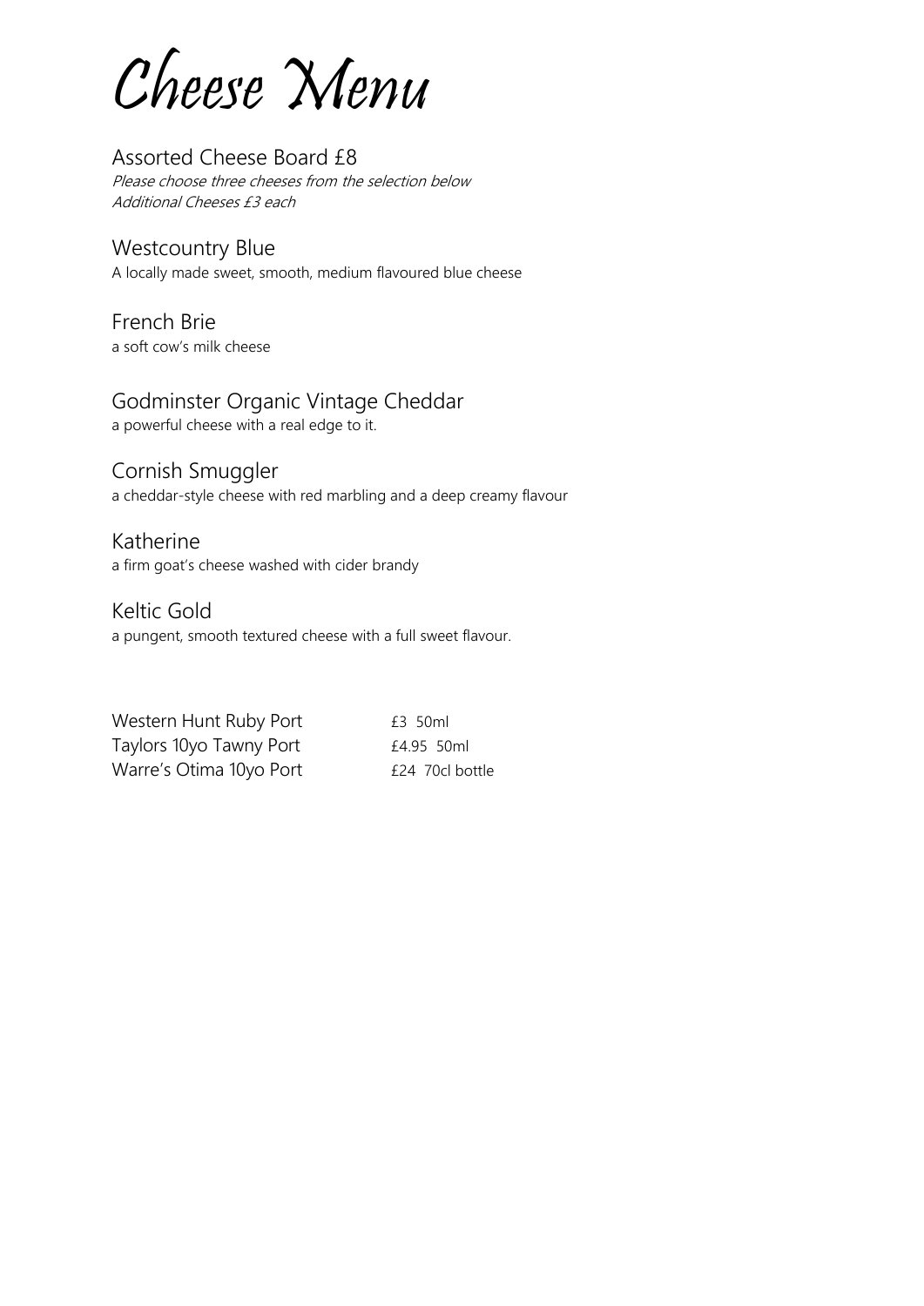# Cheese Menu

## Assorted Cheese Board £8

*Please choose three cheeses from the selection below*
*Additional Cheeses £3 each*

### Westcountry Blue

A locally made sweet, smooth, medium flavoured blue cheese

### French Brie

a soft cow's milk cheese

### Godminster Organic Vintage Cheddar

a powerful cheese with a real edge to it.

### Cornish Smuggler

a cheddar-style cheese with red marbling and a deep creamy flavour

### Katherine

a firm goat's cheese washed with cider brandy

### Keltic Gold

a pungent, smooth textured cheese with a full sweet flavour.

| | |
|---|---|
| Western Hunt Ruby Port | £3 50ml |
| Taylors 10yo Tawny Port | £4.95 50ml |
| Warre's Otima 10yo Port | £24 70cl bottle |